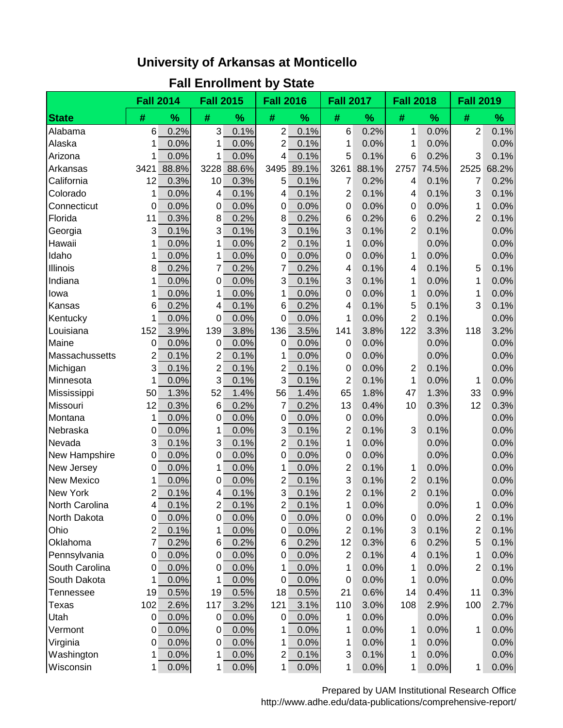# University of Arkansas at Monticello

## Fall Enrollment by State

| State | Fall 2014 | | Fall 2015 | | Fall 2016 | | Fall 2017 | | Fall 2018 | | Fall 2019 | |
|---|---|---|---|---|---|---|---|---|---|---|---|---|
| | # | % | # | % | # | % | # | % | # | % | # | % |
| Alabama | 6 | 0.2% | 3 | 0.1% | 2 | 0.1% | 6 | 0.2% | 1 | 0.0% | 2 | 0.1% |
| Alaska | 1 | 0.0% | 1 | 0.0% | 2 | 0.1% | 1 | 0.0% | 1 | 0.0% | | 0.0% |
| Arizona | 1 | 0.0% | 1 | 0.0% | 4 | 0.1% | 5 | 0.1% | 6 | 0.2% | 3 | 0.1% |
| Arkansas | 3421 | 88.8% | 3228 | 88.6% | 3495 | 89.1% | 3261 | 88.1% | 2757 | 74.5% | 2525 | 68.2% |
| California | 12 | 0.3% | 10 | 0.3% | 5 | 0.1% | 7 | 0.2% | 4 | 0.1% | 7 | 0.2% |
| Colorado | 1 | 0.0% | 4 | 0.1% | 4 | 0.1% | 2 | 0.1% | 4 | 0.1% | 3 | 0.1% |
| Connecticut | 0 | 0.0% | 0 | 0.0% | 0 | 0.0% | 0 | 0.0% | 0 | 0.0% | 1 | 0.0% |
| Florida | 11 | 0.3% | 8 | 0.2% | 8 | 0.2% | 6 | 0.2% | 6 | 0.2% | 2 | 0.1% |
| Georgia | 3 | 0.1% | 3 | 0.1% | 3 | 0.1% | 3 | 0.1% | 2 | 0.1% | | 0.0% |
| Hawaii | 1 | 0.0% | 1 | 0.0% | 2 | 0.1% | 1 | 0.0% | | 0.0% | | 0.0% |
| Idaho | 1 | 0.0% | 1 | 0.0% | 0 | 0.0% | 0 | 0.0% | 1 | 0.0% | | 0.0% |
| Illinois | 8 | 0.2% | 7 | 0.2% | 7 | 0.2% | 4 | 0.1% | 4 | 0.1% | 5 | 0.1% |
| Indiana | 1 | 0.0% | 0 | 0.0% | 3 | 0.1% | 3 | 0.1% | 1 | 0.0% | 1 | 0.0% |
| Iowa | 1 | 0.0% | 1 | 0.0% | 1 | 0.0% | 0 | 0.0% | 1 | 0.0% | 1 | 0.0% |
| Kansas | 6 | 0.2% | 4 | 0.1% | 6 | 0.2% | 4 | 0.1% | 5 | 0.1% | 3 | 0.1% |
| Kentucky | 1 | 0.0% | 0 | 0.0% | 0 | 0.0% | 1 | 0.0% | 2 | 0.1% | | 0.0% |
| Louisiana | 152 | 3.9% | 139 | 3.8% | 136 | 3.5% | 141 | 3.8% | 122 | 3.3% | 118 | 3.2% |
| Maine | 0 | 0.0% | 0 | 0.0% | 0 | 0.0% | 0 | 0.0% | | 0.0% | | 0.0% |
| Massachussetts | 2 | 0.1% | 2 | 0.1% | 1 | 0.0% | 0 | 0.0% | | 0.0% | | 0.0% |
| Michigan | 3 | 0.1% | 2 | 0.1% | 2 | 0.1% | 0 | 0.0% | 2 | 0.1% | | 0.0% |
| Minnesota | 1 | 0.0% | 3 | 0.1% | 3 | 0.1% | 2 | 0.1% | 1 | 0.0% | 1 | 0.0% |
| Mississippi | 50 | 1.3% | 52 | 1.4% | 56 | 1.4% | 65 | 1.8% | 47 | 1.3% | 33 | 0.9% |
| Missouri | 12 | 0.3% | 6 | 0.2% | 7 | 0.2% | 13 | 0.4% | 10 | 0.3% | 12 | 0.3% |
| Montana | 1 | 0.0% | 0 | 0.0% | 0 | 0.0% | 0 | 0.0% | | 0.0% | | 0.0% |
| Nebraska | 0 | 0.0% | 1 | 0.0% | 3 | 0.1% | 2 | 0.1% | 3 | 0.1% | | 0.0% |
| Nevada | 3 | 0.1% | 3 | 0.1% | 2 | 0.1% | 1 | 0.0% | | 0.0% | | 0.0% |
| New Hampshire | 0 | 0.0% | 0 | 0.0% | 0 | 0.0% | 0 | 0.0% | | 0.0% | | 0.0% |
| New Jersey | 0 | 0.0% | 1 | 0.0% | 1 | 0.0% | 2 | 0.1% | 1 | 0.0% | | 0.0% |
| New Mexico | 1 | 0.0% | 0 | 0.0% | 2 | 0.1% | 3 | 0.1% | 2 | 0.1% | | 0.0% |
| New York | 2 | 0.1% | 4 | 0.1% | 3 | 0.1% | 2 | 0.1% | 2 | 0.1% | | 0.0% |
| North Carolina | 4 | 0.1% | 2 | 0.1% | 2 | 0.1% | 1 | 0.0% | | 0.0% | 1 | 0.0% |
| North Dakota | 0 | 0.0% | 0 | 0.0% | 0 | 0.0% | 0 | 0.0% | 0 | 0.0% | 2 | 0.1% |
| Ohio | 2 | 0.1% | 1 | 0.0% | 0 | 0.0% | 2 | 0.1% | 3 | 0.1% | 2 | 0.1% |
| Oklahoma | 7 | 0.2% | 6 | 0.2% | 6 | 0.2% | 12 | 0.3% | 6 | 0.2% | 5 | 0.1% |
| Pennsylvania | 0 | 0.0% | 0 | 0.0% | 0 | 0.0% | 2 | 0.1% | 4 | 0.1% | 1 | 0.0% |
| South Carolina | 0 | 0.0% | 0 | 0.0% | 1 | 0.0% | 1 | 0.0% | 1 | 0.0% | 2 | 0.1% |
| South Dakota | 1 | 0.0% | 1 | 0.0% | 0 | 0.0% | 0 | 0.0% | 1 | 0.0% | | 0.0% |
| Tennessee | 19 | 0.5% | 19 | 0.5% | 18 | 0.5% | 21 | 0.6% | 14 | 0.4% | 11 | 0.3% |
| Texas | 102 | 2.6% | 117 | 3.2% | 121 | 3.1% | 110 | 3.0% | 108 | 2.9% | 100 | 2.7% |
| Utah | 0 | 0.0% | 0 | 0.0% | 0 | 0.0% | 1 | 0.0% | | 0.0% | | 0.0% |
| Vermont | 0 | 0.0% | 0 | 0.0% | 1 | 0.0% | 1 | 0.0% | 1 | 0.0% | 1 | 0.0% |
| Virginia | 0 | 0.0% | 0 | 0.0% | 1 | 0.0% | 1 | 0.0% | 1 | 0.0% | | 0.0% |
| Washington | 1 | 0.0% | 1 | 0.0% | 2 | 0.1% | 3 | 0.1% | 1 | 0.0% | | 0.0% |
| Wisconsin | 1 | 0.0% | 1 | 0.0% | 1 | 0.0% | 1 | 0.0% | 1 | 0.0% | 1 | 0.0% |

Prepared by UAM Institutional Research Office
http://www.adhe.edu/data-publications/comprehensive-report/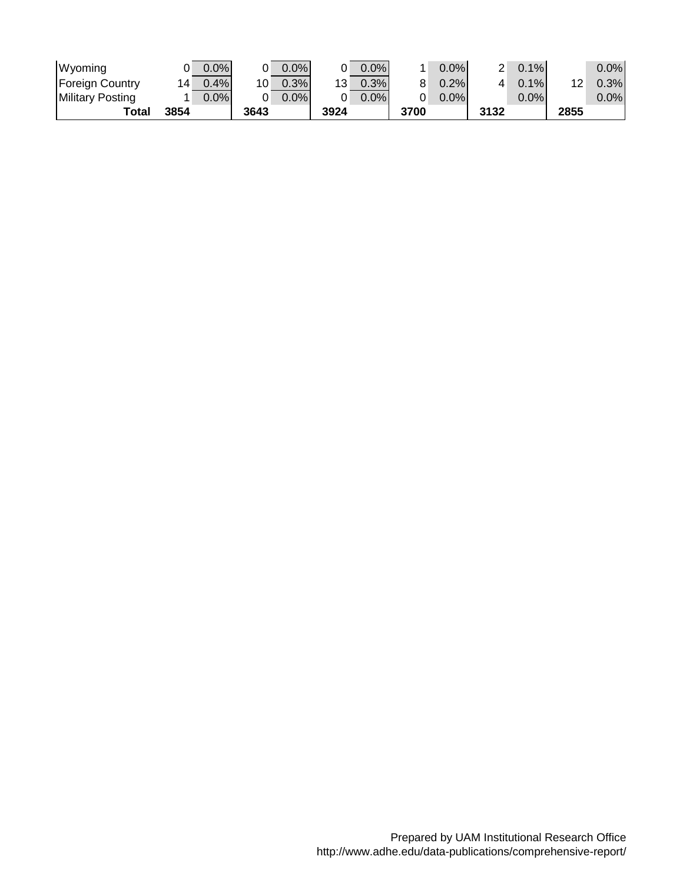| | | | | | | | | | | | | |
|---|---|---|---|---|---|---|---|---|---|---|---|---|
| Wyoming | 0 | 0.0% | 0 | 0.0% | 0 | 0.0% | 1 | 0.0% | 2 | 0.1% | | 0.0% |
| Foreign Country | 14 | 0.4% | 10 | 0.3% | 13 | 0.3% | 8 | 0.2% | 4 | 0.1% | 12 | 0.3% |
| Military Posting | 1 | 0.0% | 0 | 0.0% | 0 | 0.0% | 0 | 0.0% | | 0.0% | | 0.0% |
| **Total** | **3854** | | **3643** | | **3924** | | **3700** | | **3132** | | **2855** | |

Prepared by UAM Institutional Research Office
http://www.adhe.edu/data-publications/comprehensive-report/